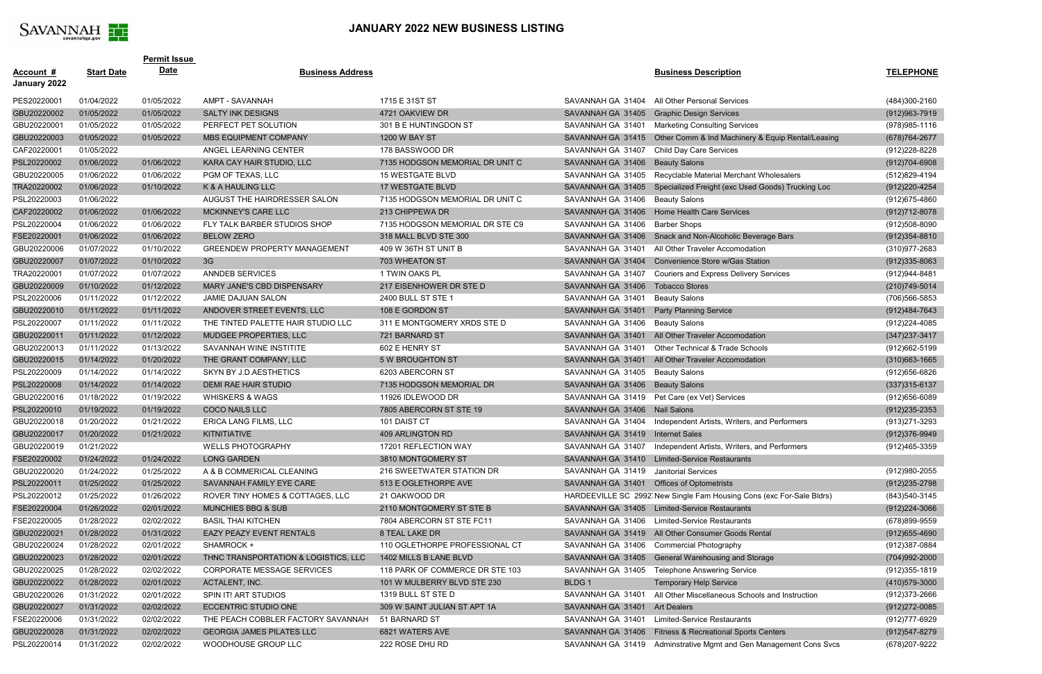# JANUARY 2022 NEW BUSINESS LISTING

| Account # January 2022 | Start Date | Permit Issue Date | Business Address | | | Business Description | TELEPHONE |
|---|---|---|---|---|---|---|---|
| PES20220001 | 01/04/2022 | 01/05/2022 | AMPT - SAVANNAH | 1715 E 31ST ST | SAVANNAH GA 31404 | All Other Personal Services | (484)300-2160 |
| GBU20220002 | 01/05/2022 | 01/05/2022 | SALTY INK DESIGNS | 4721 OAKVIEW DR | SAVANNAH GA 31405 | Graphic Design Services | (912)963-7919 |
| GBU20220001 | 01/05/2022 | 01/05/2022 | PERFECT PET SOLUTION | 301 B E HUNTINGDON ST | SAVANNAH GA 31401 | Marketing Consulting Services | (978)985-1116 |
| GBU20220003 | 01/05/2022 | 01/05/2022 | MBS EQUIPMENT COMPANY | 1200 W BAY ST | SAVANNAH GA 31415 | Other Comm & Ind Machinery & Equip Rental/Leasing | (678)764-2677 |
| CAF20220001 | 01/05/2022 | | ANGEL LEARNING CENTER | 178 BASSWOOD DR | SAVANNAH GA 31407 | Child Day Care Services | (912)228-8228 |
| PSL20220002 | 01/06/2022 | 01/06/2022 | KARA CAY HAIR STUDIO, LLC | 7135 HODGSON MEMORIAL DR UNIT C | SAVANNAH GA 31406 | Beauty Salons | (912)704-6908 |
| GBU20220005 | 01/06/2022 | 01/06/2022 | PGM OF TEXAS, LLC | 15 WESTGATE BLVD | SAVANNAH GA 31405 | Recyclable Material Merchant Wholesalers | (512)829-4194 |
| TRA20220002 | 01/06/2022 | 01/10/2022 | K & A HAULING LLC | 17 WESTGATE BLVD | SAVANNAH GA 31405 | Specialized Freight (exc Used Goods) Trucking Loc | (912)220-4254 |
| PSL20220003 | 01/06/2022 | | AUGUST THE HAIRDRESSER SALON | 7135 HODGSON MEMORIAL DR UNIT C | SAVANNAH GA 31406 | Beauty Salons | (912)675-4860 |
| CAF20220002 | 01/06/2022 | 01/06/2022 | MCKINNEY'S CARE LLC | 213 CHIPPEWA DR | SAVANNAH GA 31406 | Home Health Care Services | (912)712-8078 |
| PSL20220004 | 01/06/2022 | 01/06/2022 | FLY TALK BARBER STUDIOS SHOP | 7135 HODGSON MEMORIAL DR STE C9 | SAVANNAH GA 31406 | Barber Shops | (912)508-8090 |
| FSE20220001 | 01/06/2022 | 01/06/2022 | BELOW ZERO | 318 MALL BLVD STE 300 | SAVANNAH GA 31406 | Snack and Non-Alcoholic Beverage Bars | (912)354-8810 |
| GBU20220006 | 01/07/2022 | 01/10/2022 | GREENDEW PROPERTY MANAGEMENT | 409 W 36TH ST UNIT B | SAVANNAH GA 31401 | All Other Traveler Accomodation | (310)977-2683 |
| GBU20220007 | 01/07/2022 | 01/10/2022 | 3G | 703 WHEATON ST | SAVANNAH GA 31404 | Convenience Store w/Gas Station | (912)335-8063 |
| TRA20220001 | 01/07/2022 | 01/07/2022 | ANNDEB SERVICES | 1 TWIN OAKS PL | SAVANNAH GA 31407 | Couriers and Express Delivery Services | (912)944-8481 |
| GBU20220009 | 01/10/2022 | 01/12/2022 | MARY JANE'S CBD DISPENSARY | 217 EISENHOWER DR STE D | SAVANNAH GA 31406 | Tobacco Stores | (210)749-5014 |
| PSL20220006 | 01/11/2022 | 01/12/2022 | JAMIE DAJUAN SALON | 2400 BULL ST STE 1 | SAVANNAH GA 31401 | Beauty Salons | (706)566-5853 |
| GBU20220010 | 01/11/2022 | 01/11/2022 | ANDOVER STREET EVENTS, LLC | 108 E GORDON ST | SAVANNAH GA 31401 | Party Planning Service | (912)484-7643 |
| PSL20220007 | 01/11/2022 | 01/11/2022 | THE TINTED PALETTE HAIR STUDIO LLC | 311 E MONTGOMERY XRDS STE D | SAVANNAH GA 31406 | Beauty Salons | (912)224-4085 |
| GBU20220011 | 01/11/2022 | 01/12/2022 | MUDGEE PROPERTIES, LLC | 721 BARNARD ST | SAVANNAH GA 31401 | All Other Traveler Accomodation | (347)237-3417 |
| GBU20220013 | 01/11/2022 | 01/13/2022 | SAVANNAH WINE INSTITITE | 602 E HENRY ST | SAVANNAH GA 31401 | Other Technical & Trade Schools | (912)662-5199 |
| GBU20220015 | 01/14/2022 | 01/20/2022 | THE GRANT COMPANY, LLC | 5 W BROUGHTON ST | SAVANNAH GA 31401 | All Other Traveler Accomodation | (310)663-1665 |
| PSL20220009 | 01/14/2022 | 01/14/2022 | SKYN BY J.D.AESTHETICS | 6203 ABERCORN ST | SAVANNAH GA 31405 | Beauty Salons | (912)656-6826 |
| PSL20220008 | 01/14/2022 | 01/14/2022 | DEMI RAE HAIR STUDIO | 7135 HODGSON MEMORIAL DR | SAVANNAH GA 31406 | Beauty Salons | (337)315-6137 |
| GBU20220016 | 01/18/2022 | 01/19/2022 | WHISKERS & WAGS | 11926 IDLEWOOD DR | SAVANNAH GA 31419 | Pet Care (ex Vet) Services | (912)656-6089 |
| PSL20220010 | 01/19/2022 | 01/19/2022 | COCO NAILS LLC | 7805 ABERCORN ST STE 19 | SAVANNAH GA 31406 | Nail Salons | (912)235-2353 |
| GBU20220018 | 01/20/2022 | 01/21/2022 | ERICA LANG FILMS, LLC | 101 DAIST CT | SAVANNAH GA 31404 | Independent Artists, Writers, and Performers | (913)271-3293 |
| GBU20220017 | 01/20/2022 | 01/21/2022 | KITNITIATIVE | 409 ARLINGTON RD | SAVANNAH GA 31419 | Internet Sales | (912)376-9949 |
| GBU20220019 | 01/21/2022 | | WELLS PHOTOGRAPHY | 17201 REFLECTION WAY | SAVANNAH GA 31407 | Independent Artists, Writers, and Performers | (912)465-3359 |
| FSE20220002 | 01/24/2022 | 01/24/2022 | LONG GARDEN | 3810 MONTGOMERY ST | SAVANNAH GA 31410 | Limited-Service Restaurants | |
| GBU20220020 | 01/24/2022 | 01/25/2022 | A & B COMMERICAL CLEANING | 216 SWEETWATER STATION DR | SAVANNAH GA 31419 | Janitorial Services | (912)980-2055 |
| PSL20220011 | 01/25/2022 | 01/25/2022 | SAVANNAH FAMILY EYE CARE | 513 E OGLETHORPE AVE | SAVANNAH GA 31401 | Offices of Optometrists | (912)235-2798 |
| PSL20220012 | 01/25/2022 | 01/26/2022 | ROVER TINY HOMES & COTTAGES, LLC | 21 OAKWOOD DR | HARDEEVILLE SC 2992 | New Single Fam Housing Cons (exc For-Sale Bldrs) | (843)540-3145 |
| FSE20220004 | 01/26/2022 | 02/01/2022 | MUNCHIES BBQ & SUB | 2110 MONTGOMERY ST STE B | SAVANNAH GA 31405 | Limited-Service Restaurants | (912)224-3066 |
| FSE20220005 | 01/28/2022 | 02/02/2022 | BASIL THAI KITCHEN | 7804 ABERCORN ST STE FC11 | SAVANNAH GA 31406 | Limited-Service Restaurants | (678)899-9559 |
| GBU20220021 | 01/28/2022 | 01/31/2022 | EAZY PEAZY EVENT RENTALS | 8 TEAL LAKE DR | SAVANNAH GA 31419 | All Other Consumer Goods Rental | (912)655-4690 |
| GBU20220024 | 01/28/2022 | 02/01/2022 | SHAMROCK + | 110 OGLETHORPE PROFESSIONAL CT | SAVANNAH GA 31406 | Commercial Photography | (912)387-0884 |
| GBU20220023 | 01/28/2022 | 02/01/2022 | THNC TRANSPORTATION & LOGISTICS, LLC | 1402 MILLS B LANE BLVD | SAVANNAH GA 31405 | General Warehousing and Storage | (704)992-2000 |
| GBU20220025 | 01/28/2022 | 02/02/2022 | CORPORATE MESSAGE SERVICES | 118 PARK OF COMMERCE DR STE 103 | SAVANNAH GA 31405 | Telephone Answering Service | (912)355-1819 |
| GBU20220022 | 01/28/2022 | 02/01/2022 | ACTALENT, INC. | 101 W MULBERRY BLVD STE 230 | BLDG 1 | Temporary Help Service | (410)579-3000 |
| GBU20220026 | 01/31/2022 | 02/01/2022 | SPIN IT! ART STUDIOS | 1319 BULL ST STE D | SAVANNAH GA 31401 | All Other Miscellaneous Schools and Instruction | (912)373-2666 |
| GBU20220027 | 01/31/2022 | 02/02/2022 | ECCENTRIC STUDIO ONE | 309 W SAINT JULIAN ST APT 1A | SAVANNAH GA 31401 | Art Dealers | (912)272-0085 |
| FSE20220006 | 01/31/2022 | 02/02/2022 | THE PEACH COBBLER FACTORY SAVANNAH | 51 BARNARD ST | SAVANNAH GA 31401 | Limited-Service Restaurants | (912)777-6929 |
| GBU20220028 | 01/31/2022 | 02/02/2022 | GEORGIA JAMES PILATES LLC | 6821 WATERS AVE | SAVANNAH GA 31406 | Fitness & Recreational Sports Centers | (912)547-8279 |
| PSL20220014 | 01/31/2022 | 02/02/2022 | WOODHOUSE GROUP LLC | 222 ROSE DHU RD | SAVANNAH GA 31419 | Adminstrative Mgmt and Gen Management Cons Svcs | (678)207-9222 |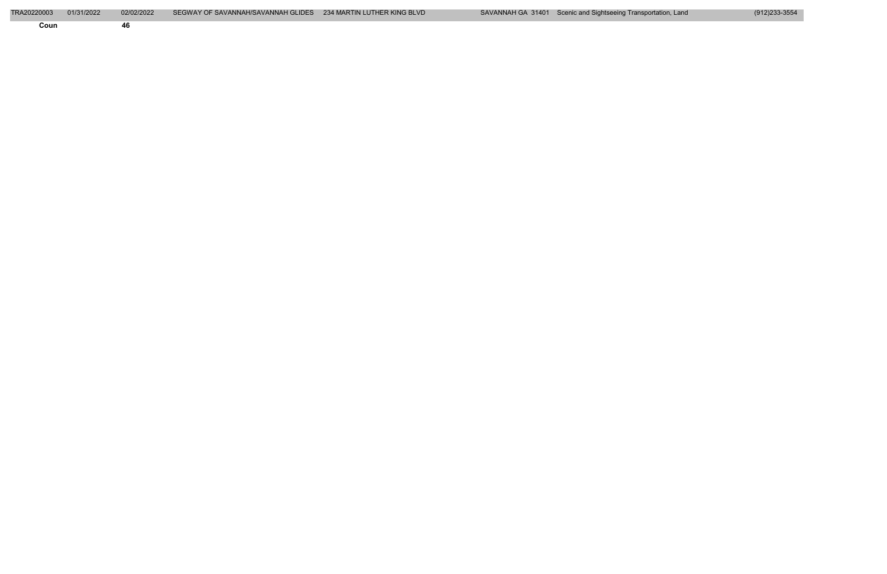| | | | | | | | |
|---|---|---|---|---|---|---|---|
| TRA20220003 | 01/31/2022 | 02/02/2022 | SEGWAY OF SAVANNAH/SAVANNAH GLIDES | 234 MARTIN LUTHER KING BLVD | SAVANNAH GA 31401 | Scenic and Sightseeing Transportation, Land | (912)233-3554 |
| **Coun** | | **46** | | | | | |